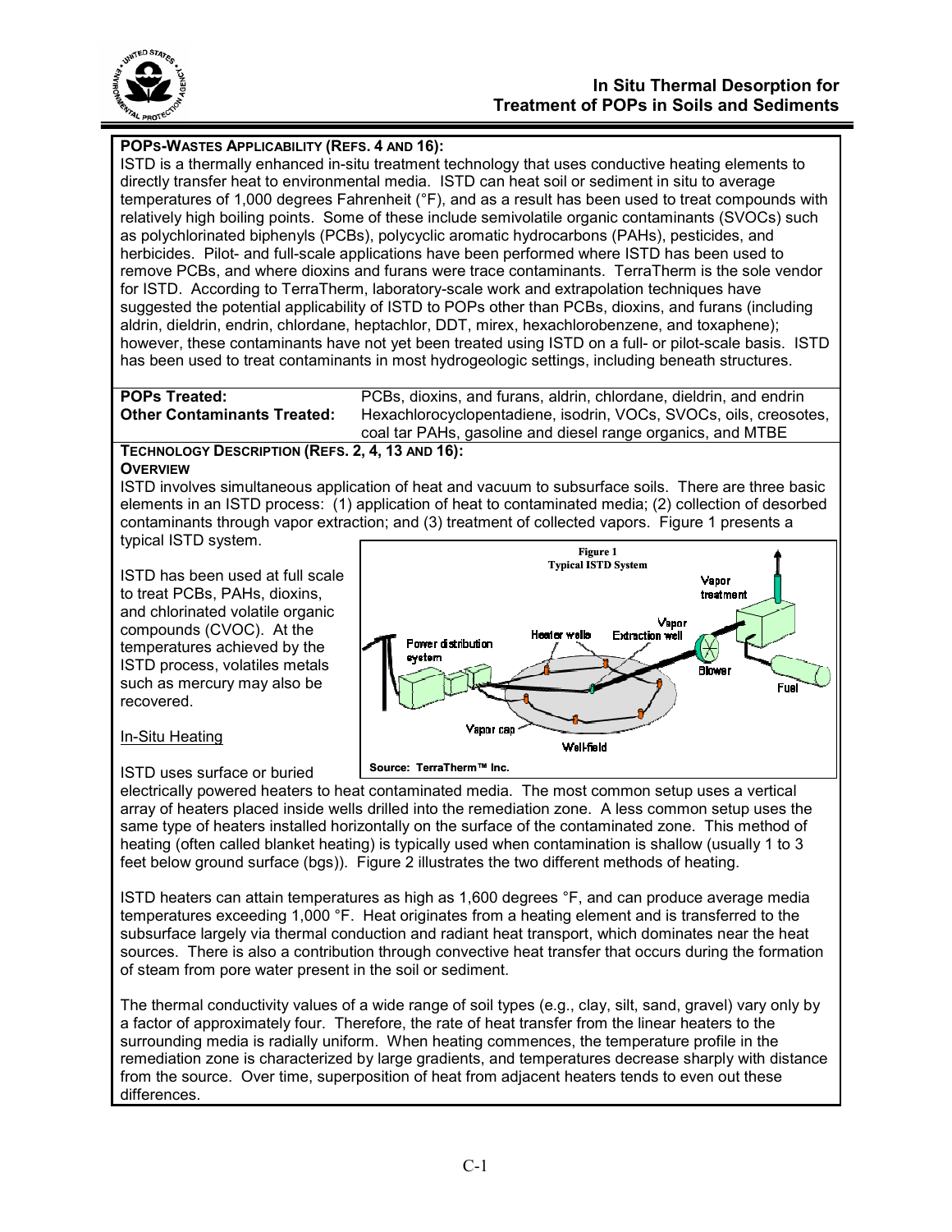# In Situ Thermal Desorption for Treatment of POPs in Soils and Sediments

**POPS-WASTES APPLICABILITY (REFS. 4 AND 16):**

ISTD is a thermally enhanced in-situ treatment technology that uses conductive heating elements to directly transfer heat to environmental media. ISTD can heat soil or sediment in situ to average temperatures of 1,000 degrees Fahrenheit (°F), and as a result has been used to treat compounds with relatively high boiling points. Some of these include semivolatile organic contaminants (SVOCs) such as polychlorinated biphenyls (PCBs), polycyclic aromatic hydrocarbons (PAHs), pesticides, and herbicides. Pilot- and full-scale applications have been performed where ISTD has been used to remove PCBs, and where dioxins and furans were trace contaminants. TerraTherm is the sole vendor for ISTD. According to TerraTherm, laboratory-scale work and extrapolation techniques have suggested the potential applicability of ISTD to POPs other than PCBs, dioxins, and furans (including aldrin, dieldrin, endrin, chlordane, heptachlor, DDT, mirex, hexachlorobenzene, and toxaphene); however, these contaminants have not yet been treated using ISTD on a full- or pilot-scale basis. ISTD has been used to treat contaminants in most hydrogeologic settings, including beneath structures.

| | |
|---|---|
| **POPs Treated:** | PCBs, dioxins, and furans, aldrin, chlordane, dieldrin, and endrin |
| **Other Contaminants Treated:** | Hexachlorocyclopentadiene, isodrin, VOCs, SVOCs, oils, creosotes, coal tar PAHs, gasoline and diesel range organics, and MTBE |

**TECHNOLOGY DESCRIPTION (REFS. 2, 4, 13 AND 16):**

**OVERVIEW**

ISTD involves simultaneous application of heat and vacuum to subsurface soils. There are three basic elements in an ISTD process: (1) application of heat to contaminated media; (2) collection of desorbed contaminants through vapor extraction; and (3) treatment of collected vapors. Figure 1 presents a typical ISTD system.

**Figure 1**
**Typical ISTD System**

Power distribution system; Heater wells; Vapor Extraction well; Vapor treatment; Blower; Fuel; Vapor cap; Well-field

Source: TerraTherm™ Inc.

ISTD has been used at full scale to treat PCBs, PAHs, dioxins, and chlorinated volatile organic compounds (CVOC). At the temperatures achieved by the ISTD process, volatiles metals such as mercury may also be recovered.

<u>In-Situ Heating</u>

ISTD uses surface or buried electrically powered heaters to heat contaminated media. The most common setup uses a vertical array of heaters placed inside wells drilled into the remediation zone. A less common setup uses the same type of heaters installed horizontally on the surface of the contaminated zone. This method of heating (often called blanket heating) is typically used when contamination is shallow (usually 1 to 3 feet below ground surface (bgs)). Figure 2 illustrates the two different methods of heating.

ISTD heaters can attain temperatures as high as 1,600 degrees °F, and can produce average media temperatures exceeding 1,000 °F. Heat originates from a heating element and is transferred to the subsurface largely via thermal conduction and radiant heat transport, which dominates near the heat sources. There is also a contribution through convective heat transfer that occurs during the formation of steam from pore water present in the soil or sediment.

The thermal conductivity values of a wide range of soil types (e.g., clay, silt, sand, gravel) vary only by a factor of approximately four. Therefore, the rate of heat transfer from the linear heaters to the surrounding media is radially uniform. When heating commences, the temperature profile in the remediation zone is characterized by large gradients, and temperatures decrease sharply with distance from the source. Over time, superposition of heat from adjacent heaters tends to even out these differences.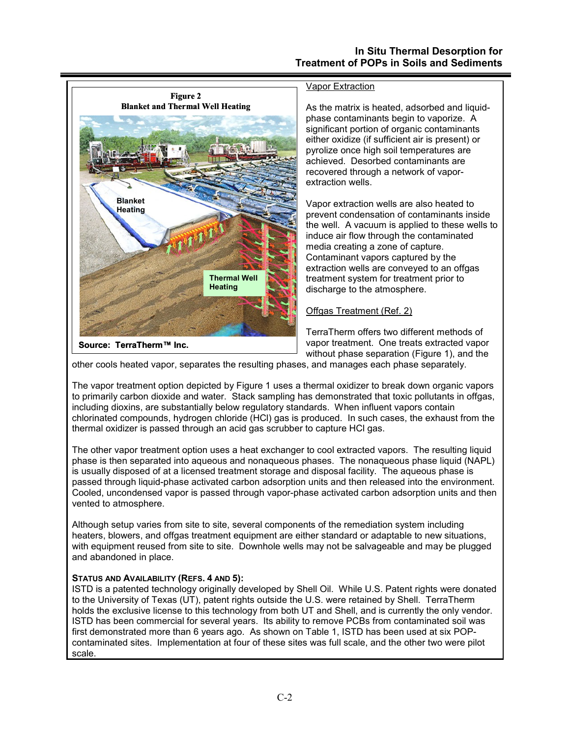**Figure 2**
**Blanket and Thermal Well Heating**

Source: TerraTherm™ Inc.

Vapor Extraction

As the matrix is heated, adsorbed and liquid-phase contaminants begin to vaporize. A significant portion of organic contaminants either oxidize (if sufficient air is present) or pyrolize once high soil temperatures are achieved. Desorbed contaminants are recovered through a network of vapor-extraction wells.

Vapor extraction wells are also heated to prevent condensation of contaminants inside the well. A vacuum is applied to these wells to induce air flow through the contaminated media creating a zone of capture. Contaminant vapors captured by the extraction wells are conveyed to an offgas treatment system for treatment prior to discharge to the atmosphere.

Offgas Treatment (Ref. 2)

TerraTherm offers two different methods of vapor treatment. One treats extracted vapor without phase separation (Figure 1), and the other cools heated vapor, separates the resulting phases, and manages each phase separately.

The vapor treatment option depicted by Figure 1 uses a thermal oxidizer to break down organic vapors to primarily carbon dioxide and water. Stack sampling has demonstrated that toxic pollutants in offgas, including dioxins, are substantially below regulatory standards. When influent vapors contain chlorinated compounds, hydrogen chloride (HCl) gas is produced. In such cases, the exhaust from the thermal oxidizer is passed through an acid gas scrubber to capture HCl gas.

The other vapor treatment option uses a heat exchanger to cool extracted vapors. The resulting liquid phase is then separated into aqueous and nonaqueous phases. The nonaqueous phase liquid (NAPL) is usually disposed of at a licensed treatment storage and disposal facility. The aqueous phase is passed through liquid-phase activated carbon adsorption units and then released into the environment. Cooled, uncondensed vapor is passed through vapor-phase activated carbon adsorption units and then vented to atmosphere.

Although setup varies from site to site, several components of the remediation system including heaters, blowers, and offgas treatment equipment are either standard or adaptable to new situations, with equipment reused from site to site. Downhole wells may not be salvageable and may be plugged and abandoned in place.

**STATUS AND AVAILABILITY (REFS. 4 AND 5):**

ISTD is a patented technology originally developed by Shell Oil. While U.S. Patent rights were donated to the University of Texas (UT), patent rights outside the U.S. were retained by Shell. TerraTherm holds the exclusive license to this technology from both UT and Shell, and is currently the only vendor. ISTD has been commercial for several years. Its ability to remove PCBs from contaminated soil was first demonstrated more than 6 years ago. As shown on Table 1, ISTD has been used at six POP-contaminated sites. Implementation at four of these sites was full scale, and the other two were pilot scale.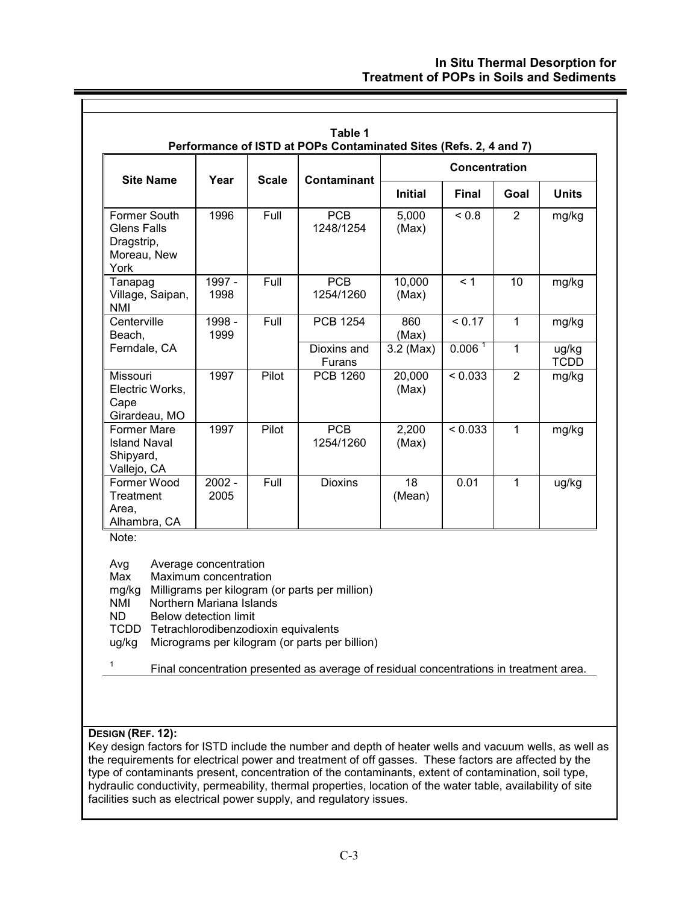**Table 1**
**Performance of ISTD at POPs Contaminated Sites (Refs. 2, 4 and 7)**

| Site Name | Year | Scale | Contaminant | Concentration | | | |
|---|---|---|---|---|---|---|---|
| | | | | Initial | Final | Goal | Units |
| Former South Glens Falls Dragstrip, Moreau, New York | 1996 | Full | PCB 1248/1254 | 5,000 (Max) | < 0.8 | 2 | mg/kg |
| Tanapag Village, Saipan, NMI | 1997 - 1998 | Full | PCB 1254/1260 | 10,000 (Max) | < 1 | 10 | mg/kg |
| Centerville Beach, Ferndale, CA | 1998 - 1999 | Full | PCB 1254 | 860 (Max) | < 0.17 | 1 | mg/kg |
| | | | Dioxins and Furans | 3.2 (Max) | 0.006 [1] | 1 | ug/kg TCDD |
| Missouri Electric Works, Cape Girardeau, MO | 1997 | Pilot | PCB 1260 | 20,000 (Max) | < 0.033 | 2 | mg/kg |
| Former Mare Island Naval Shipyard, Vallejo, CA | 1997 | Pilot | PCB 1254/1260 | 2,200 (Max) | < 0.033 | 1 | mg/kg |
| Former Wood Treatment Area, Alhambra, CA | 2002 - 2005 | Full | Dioxins | 18 (Mean) | 0.01 | 1 | ug/kg |

Note:

- Avg Average concentration
- Max Maximum concentration
- mg/kg Milligrams per kilogram (or parts per million)
- NMI Northern Mariana Islands
- ND Below detection limit
- TCDD Tetrachlorodibenzodioxin equivalents
- ug/kg Micrograms per kilogram (or parts per billion)

[1] Final concentration presented as average of residual concentrations in treatment area.

**DESIGN (REF. 12):**

Key design factors for ISTD include the number and depth of heater wells and vacuum wells, as well as the requirements for electrical power and treatment of off gasses. These factors are affected by the type of contaminants present, concentration of the contaminants, extent of contamination, soil type, hydraulic conductivity, permeability, thermal properties, location of the water table, availability of site facilities such as electrical power supply, and regulatory issues.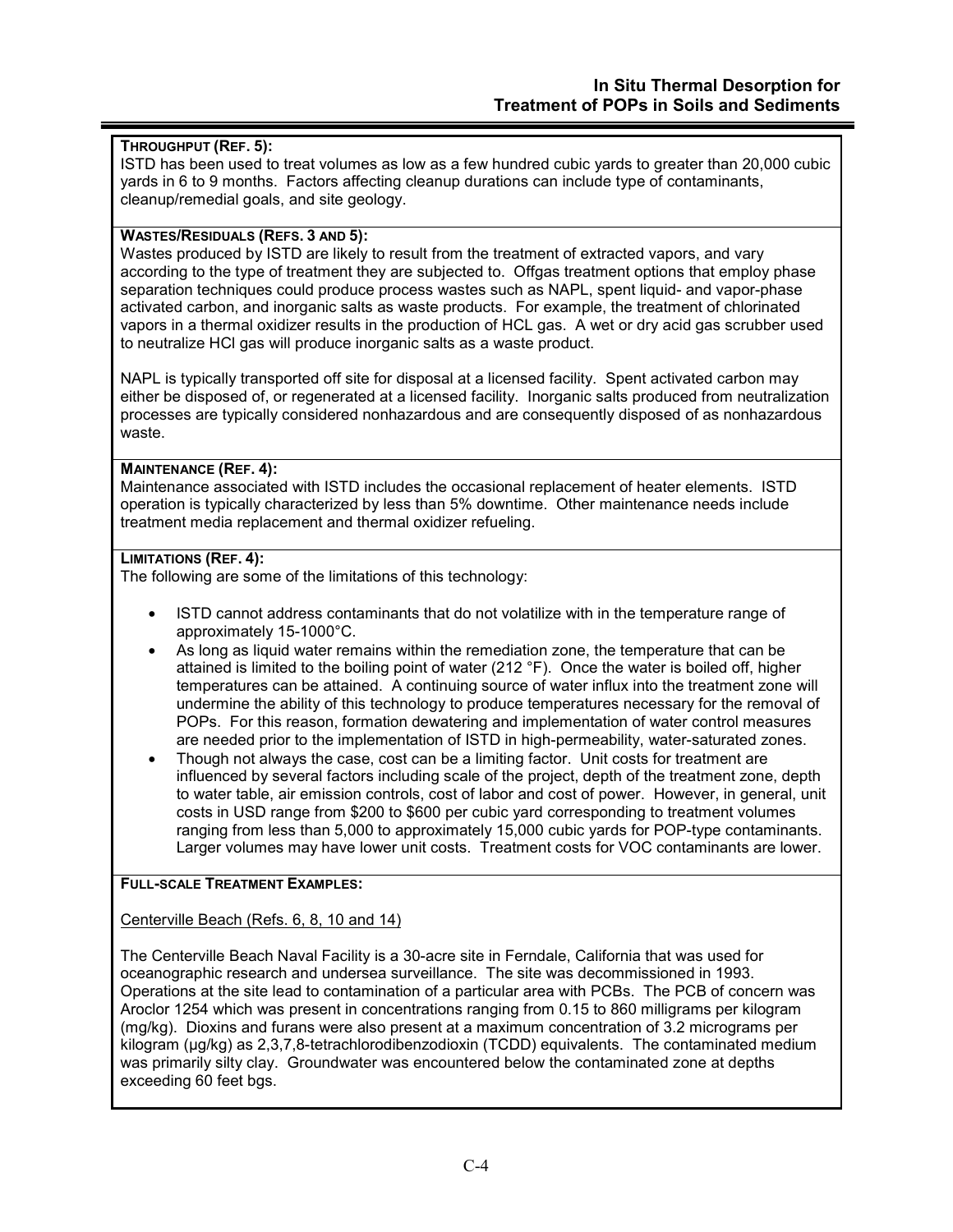**THROUGHPUT (REF. 5):**
ISTD has been used to treat volumes as low as a few hundred cubic yards to greater than 20,000 cubic yards in 6 to 9 months. Factors affecting cleanup durations can include type of contaminants, cleanup/remedial goals, and site geology.

**WASTES/RESIDUALS (REFS. 3 AND 5):**
Wastes produced by ISTD are likely to result from the treatment of extracted vapors, and vary according to the type of treatment they are subjected to. Offgas treatment options that employ phase separation techniques could produce process wastes such as NAPL, spent liquid- and vapor-phase activated carbon, and inorganic salts as waste products. For example, the treatment of chlorinated vapors in a thermal oxidizer results in the production of HCL gas. A wet or dry acid gas scrubber used to neutralize HCl gas will produce inorganic salts as a waste product.

NAPL is typically transported off site for disposal at a licensed facility. Spent activated carbon may either be disposed of, or regenerated at a licensed facility. Inorganic salts produced from neutralization processes are typically considered nonhazardous and are consequently disposed of as nonhazardous waste.

**MAINTENANCE (REF. 4):**
Maintenance associated with ISTD includes the occasional replacement of heater elements. ISTD operation is typically characterized by less than 5% downtime. Other maintenance needs include treatment media replacement and thermal oxidizer refueling.

**LIMITATIONS (REF. 4):**
The following are some of the limitations of this technology:

- ISTD cannot address contaminants that do not volatilize with in the temperature range of approximately 15-1000°C.
- As long as liquid water remains within the remediation zone, the temperature that can be attained is limited to the boiling point of water (212 °F). Once the water is boiled off, higher temperatures can be attained. A continuing source of water influx into the treatment zone will undermine the ability of this technology to produce temperatures necessary for the removal of POPs. For this reason, formation dewatering and implementation of water control measures are needed prior to the implementation of ISTD in high-permeability, water-saturated zones.
- Though not always the case, cost can be a limiting factor. Unit costs for treatment are influenced by several factors including scale of the project, depth of the treatment zone, depth to water table, air emission controls, cost of labor and cost of power. However, in general, unit costs in USD range from \$200 to \$600 per cubic yard corresponding to treatment volumes ranging from less than 5,000 to approximately 15,000 cubic yards for POP-type contaminants. Larger volumes may have lower unit costs. Treatment costs for VOC contaminants are lower.

**FULL-SCALE TREATMENT EXAMPLES:**

Centerville Beach (Refs. 6, 8, 10 and 14)

The Centerville Beach Naval Facility is a 30-acre site in Ferndale, California that was used for oceanographic research and undersea surveillance. The site was decommissioned in 1993. Operations at the site lead to contamination of a particular area with PCBs. The PCB of concern was Aroclor 1254 which was present in concentrations ranging from 0.15 to 860 milligrams per kilogram (mg/kg). Dioxins and furans were also present at a maximum concentration of 3.2 micrograms per kilogram (µg/kg) as 2,3,7,8-tetrachlorodibenzodioxin (TCDD) equivalents. The contaminated medium was primarily silty clay. Groundwater was encountered below the contaminated zone at depths exceeding 60 feet bgs.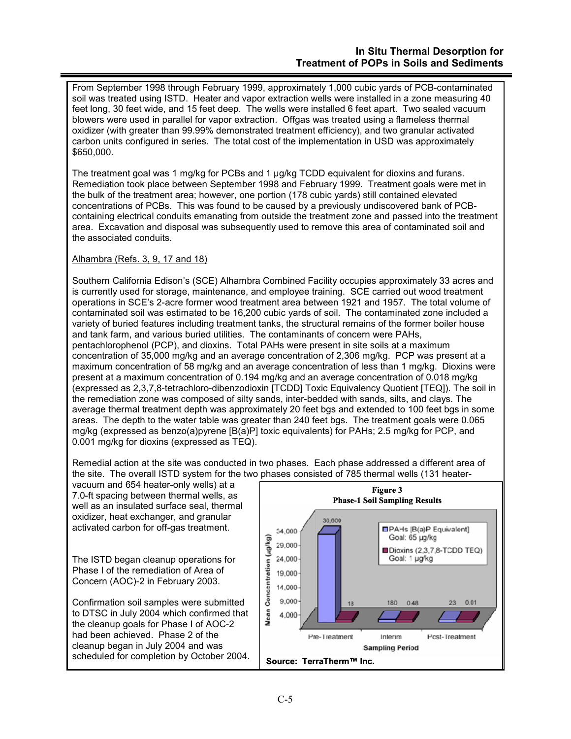From September 1998 through February 1999, approximately 1,000 cubic yards of PCB-contaminated soil was treated using ISTD. Heater and vapor extraction wells were installed in a zone measuring 40 feet long, 30 feet wide, and 15 feet deep. The wells were installed 6 feet apart. Two sealed vacuum blowers were used in parallel for vapor extraction. Offgas was treated using a flameless thermal oxidizer (with greater than 99.99% demonstrated treatment efficiency), and two granular activated carbon units configured in series. The total cost of the implementation in USD was approximately $650,000.

The treatment goal was 1 mg/kg for PCBs and 1 µg/kg TCDD equivalent for dioxins and furans. Remediation took place between September 1998 and February 1999. Treatment goals were met in the bulk of the treatment area; however, one portion (178 cubic yards) still contained elevated concentrations of PCBs. This was found to be caused by a previously undiscovered bank of PCB-containing electrical conduits emanating from outside the treatment zone and passed into the treatment area. Excavation and disposal was subsequently used to remove this area of contaminated soil and the associated conduits.

Alhambra (Refs. 3, 9, 17 and 18)

Southern California Edison's (SCE) Alhambra Combined Facility occupies approximately 33 acres and is currently used for storage, maintenance, and employee training. SCE carried out wood treatment operations in SCE's 2-acre former wood treatment area between 1921 and 1957. The total volume of contaminated soil was estimated to be 16,200 cubic yards of soil. The contaminated zone included a variety of buried features including treatment tanks, the structural remains of the former boiler house and tank farm, and various buried utilities. The contaminants of concern were PAHs, pentachlorophenol (PCP), and dioxins. Total PAHs were present in site soils at a maximum concentration of 35,000 mg/kg and an average concentration of 2,306 mg/kg. PCP was present at a maximum concentration of 58 mg/kg and an average concentration of less than 1 mg/kg. Dioxins were present at a maximum concentration of 0.194 mg/kg and an average concentration of 0.018 mg/kg (expressed as 2,3,7,8-tetrachloro-dibenzodioxin [TCDD] Toxic Equivalency Quotient [TEQ]). The soil in the remediation zone was composed of silty sands, inter-bedded with sands, silts, and clays. The average thermal treatment depth was approximately 20 feet bgs and extended to 100 feet bgs in some areas. The depth to the water table was greater than 240 feet bgs. The treatment goals were 0.065 mg/kg (expressed as benzo(a)pyrene [B(a)P] toxic equivalents) for PAHs; 2.5 mg/kg for PCP, and 0.001 mg/kg for dioxins (expressed as TEQ).

Remedial action at the site was conducted in two phases. Each phase addressed a different area of the site. The overall ISTD system for the two phases consisted of 785 thermal wells (131 heater-vacuum and 654 heater-only wells) at a 7.0-ft spacing between thermal wells, as well as an insulated surface seal, thermal oxidizer, heat exchanger, and granular activated carbon for off-gas treatment.

The ISTD began cleanup operations for Phase I of the remediation of Area of Concern (AOC)-2 in February 2003.

Confirmation soil samples were submitted to DTSC in July 2004 which confirmed that the cleanup goals for Phase I of AOC-2 had been achieved. Phase 2 of the cleanup began in July 2004 and was scheduled for completion by October 2004.

**Figure 3**
**Phase-1 Soil Sampling Results**

Mean Concentration (µg/kg) by Sampling Period:

| Sampling Period | PAHs [B(a)P Equivalent] Goal: 65 µg/kg | Dioxins (2,3,7,8-TCDD TEQ) Goal: 1 µg/kg |
|---|---|---|
| Pre-Treatment | 30,600 | 18 |
| Interim | 180 | 0.48 |
| Post-Treatment | 23 | 0.01 |

Source: TerraTherm™ Inc.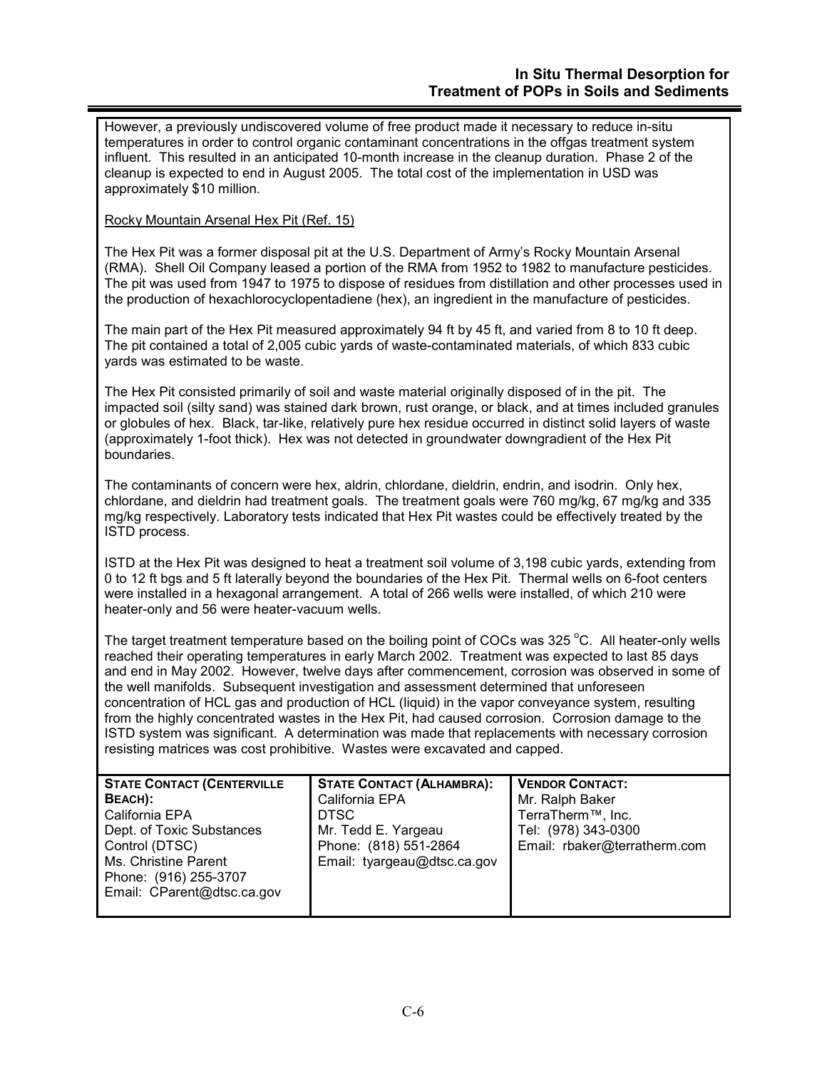However, a previously undiscovered volume of free product made it necessary to reduce in-situ temperatures in order to control organic contaminant concentrations in the offgas treatment system influent. This resulted in an anticipated 10-month increase in the cleanup duration. Phase 2 of the cleanup is expected to end in August 2005. The total cost of the implementation in USD was approximately $10 million.

Rocky Mountain Arsenal Hex Pit (Ref. 15)

The Hex Pit was a former disposal pit at the U.S. Department of Army's Rocky Mountain Arsenal (RMA). Shell Oil Company leased a portion of the RMA from 1952 to 1982 to manufacture pesticides. The pit was used from 1947 to 1975 to dispose of residues from distillation and other processes used in the production of hexachlorocyclopentadiene (hex), an ingredient in the manufacture of pesticides.

The main part of the Hex Pit measured approximately 94 ft by 45 ft, and varied from 8 to 10 ft deep. The pit contained a total of 2,005 cubic yards of waste-contaminated materials, of which 833 cubic yards was estimated to be waste.

The Hex Pit consisted primarily of soil and waste material originally disposed of in the pit. The impacted soil (silty sand) was stained dark brown, rust orange, or black, and at times included granules or globules of hex. Black, tar-like, relatively pure hex residue occurred in distinct solid layers of waste (approximately 1-foot thick). Hex was not detected in groundwater downgradient of the Hex Pit boundaries.

The contaminants of concern were hex, aldrin, chlordane, dieldrin, endrin, and isodrin. Only hex, chlordane, and dieldrin had treatment goals. The treatment goals were 760 mg/kg, 67 mg/kg and 335 mg/kg respectively. Laboratory tests indicated that Hex Pit wastes could be effectively treated by the ISTD process.

ISTD at the Hex Pit was designed to heat a treatment soil volume of 3,198 cubic yards, extending from 0 to 12 ft bgs and 5 ft laterally beyond the boundaries of the Hex Pit. Thermal wells on 6-foot centers were installed in a hexagonal arrangement. A total of 266 wells were installed, of which 210 were heater-only and 56 were heater-vacuum wells.

The target treatment temperature based on the boiling point of COCs was 325 °C. All heater-only wells reached their operating temperatures in early March 2002. Treatment was expected to last 85 days and end in May 2002. However, twelve days after commencement, corrosion was observed in some of the well manifolds. Subsequent investigation and assessment determined that unforeseen concentration of HCL gas and production of HCL (liquid) in the vapor conveyance system, resulting from the highly concentrated wastes in the Hex Pit, had caused corrosion. Corrosion damage to the ISTD system was significant. A determination was made that replacements with necessary corrosion resisting matrices was cost prohibitive. Wastes were excavated and capped.

| **STATE CONTACT (CENTERVILLE BEACH):** | **STATE CONTACT (ALHAMBRA):** | **VENDOR CONTACT:** |
|---|---|---|
| California EPA<br>Dept. of Toxic Substances Control (DTSC)<br>Ms. Christine Parent<br>Phone: (916) 255-3707<br>Email: CParent@dtsc.ca.gov | California EPA<br>DTSC<br>Mr. Tedd E. Yargeau<br>Phone: (818) 551-2864<br>Email: tyargeau@dtsc.ca.gov | Mr. Ralph Baker<br>TerraTherm™, Inc.<br>Tel: (978) 343-0300<br>Email: rbaker@terratherm.com |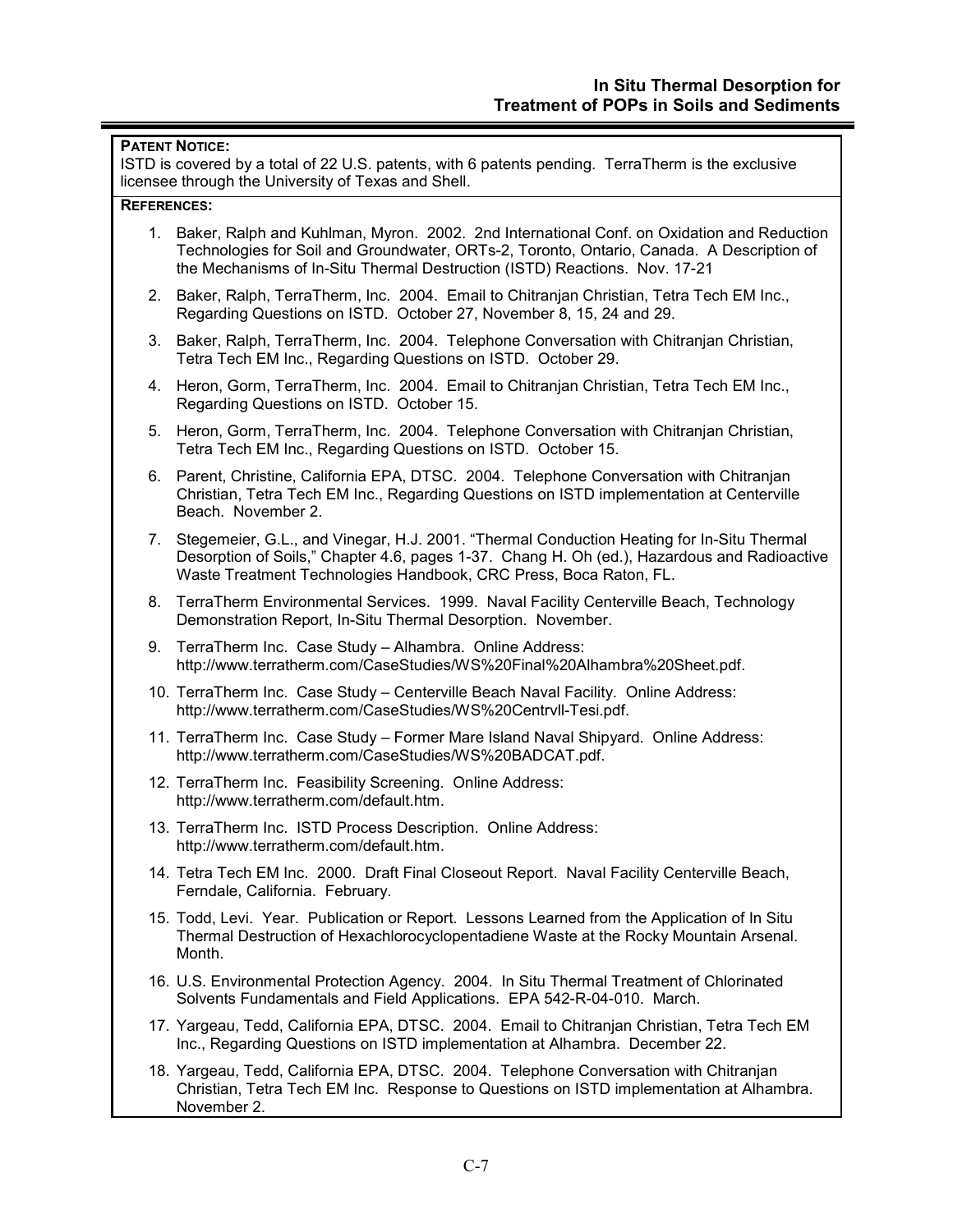**PATENT NOTICE:**

ISTD is covered by a total of 22 U.S. patents, with 6 patents pending. TerraTherm is the exclusive licensee through the University of Texas and Shell.

**REFERENCES:**

1. Baker, Ralph and Kuhlman, Myron. 2002. 2nd International Conf. on Oxidation and Reduction Technologies for Soil and Groundwater, ORTs-2, Toronto, Ontario, Canada. A Description of the Mechanisms of In-Situ Thermal Destruction (ISTD) Reactions. Nov. 17-21
2. Baker, Ralph, TerraTherm, Inc. 2004. Email to Chitranjan Christian, Tetra Tech EM Inc., Regarding Questions on ISTD. October 27, November 8, 15, 24 and 29.
3. Baker, Ralph, TerraTherm, Inc. 2004. Telephone Conversation with Chitranjan Christian, Tetra Tech EM Inc., Regarding Questions on ISTD. October 29.
4. Heron, Gorm, TerraTherm, Inc. 2004. Email to Chitranjan Christian, Tetra Tech EM Inc., Regarding Questions on ISTD. October 15.
5. Heron, Gorm, TerraTherm, Inc. 2004. Telephone Conversation with Chitranjan Christian, Tetra Tech EM Inc., Regarding Questions on ISTD. October 15.
6. Parent, Christine, California EPA, DTSC. 2004. Telephone Conversation with Chitranjan Christian, Tetra Tech EM Inc., Regarding Questions on ISTD implementation at Centerville Beach. November 2.
7. Stegemeier, G.L., and Vinegar, H.J. 2001. "Thermal Conduction Heating for In-Situ Thermal Desorption of Soils," Chapter 4.6, pages 1-37. Chang H. Oh (ed.), Hazardous and Radioactive Waste Treatment Technologies Handbook, CRC Press, Boca Raton, FL.
8. TerraTherm Environmental Services. 1999. Naval Facility Centerville Beach, Technology Demonstration Report, In-Situ Thermal Desorption. November.
9. TerraTherm Inc. Case Study – Alhambra. Online Address: http://www.terratherm.com/CaseStudies/WS%20Final%20Alhambra%20Sheet.pdf.
10. TerraTherm Inc. Case Study – Centerville Beach Naval Facility. Online Address: http://www.terratherm.com/CaseStudies/WS%20Centrvll-Tesi.pdf.
11. TerraTherm Inc. Case Study – Former Mare Island Naval Shipyard. Online Address: http://www.terratherm.com/CaseStudies/WS%20BADCAT.pdf.
12. TerraTherm Inc. Feasibility Screening. Online Address: http://www.terratherm.com/default.htm.
13. TerraTherm Inc. ISTD Process Description. Online Address: http://www.terratherm.com/default.htm.
14. Tetra Tech EM Inc. 2000. Draft Final Closeout Report. Naval Facility Centerville Beach, Ferndale, California. February.
15. Todd, Levi. Year. Publication or Report. Lessons Learned from the Application of In Situ Thermal Destruction of Hexachlorocyclopentadiene Waste at the Rocky Mountain Arsenal. Month.
16. U.S. Environmental Protection Agency. 2004. In Situ Thermal Treatment of Chlorinated Solvents Fundamentals and Field Applications. EPA 542-R-04-010. March.
17. Yargeau, Tedd, California EPA, DTSC. 2004. Email to Chitranjan Christian, Tetra Tech EM Inc., Regarding Questions on ISTD implementation at Alhambra. December 22.
18. Yargeau, Tedd, California EPA, DTSC. 2004. Telephone Conversation with Chitranjan Christian, Tetra Tech EM Inc. Response to Questions on ISTD implementation at Alhambra. November 2.